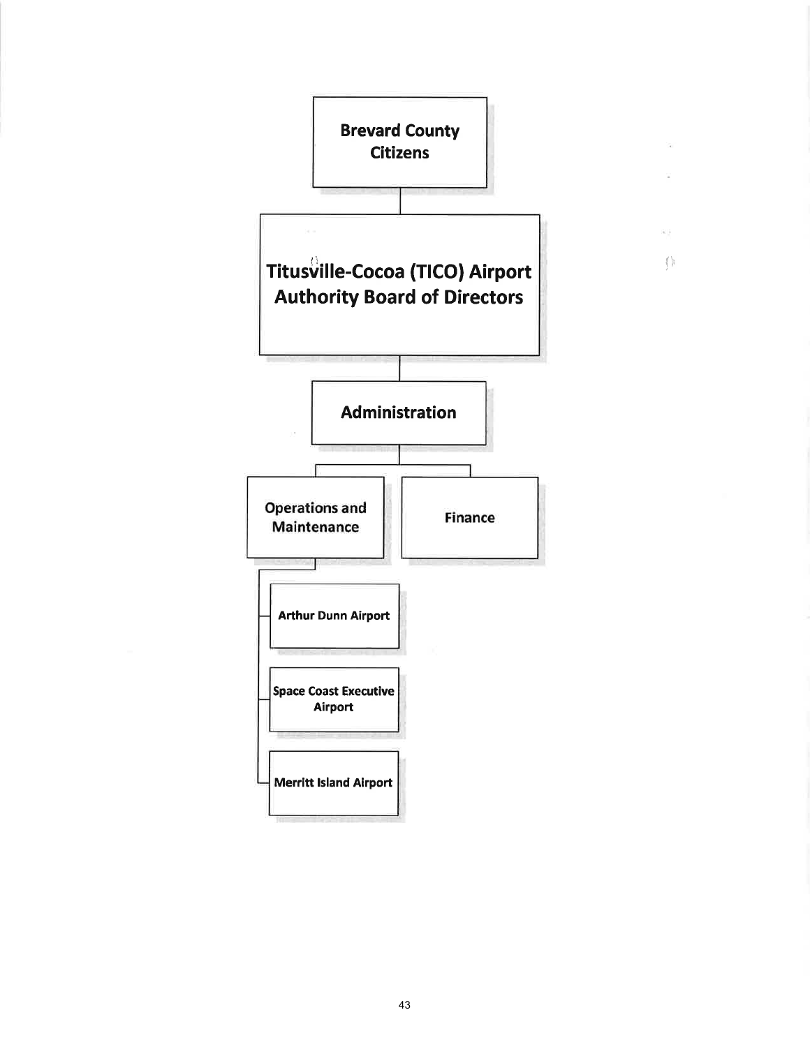Brevard County Citizens

Titusville-Cocoa (TICO) Airport Authority Board of Directors

Administration

- Operations and Maintenance
  - Arthur Dunn Airport
  - Space Coast Executive Airport
  - Merritt Island Airport
- Finance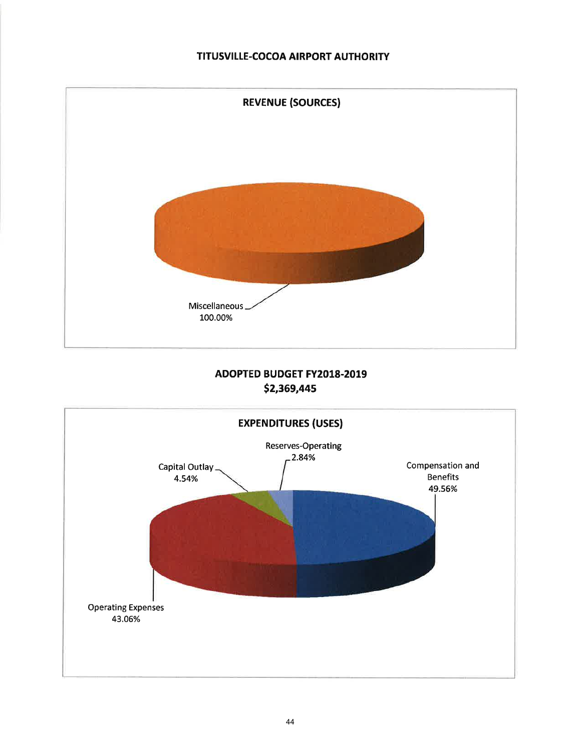# TITUSVILLE-COCOA AIRPORT AUTHORITY

## REVENUE (SOURCES)

Miscellaneous
100.00%

## ADOPTED BUDGET FY2018-2019
## $2,369,445

## EXPENDITURES (USES)

Reserves-Operating
2.84%

Capital Outlay
4.54%

Compensation and Benefits
49.56%

Operating Expenses
43.06%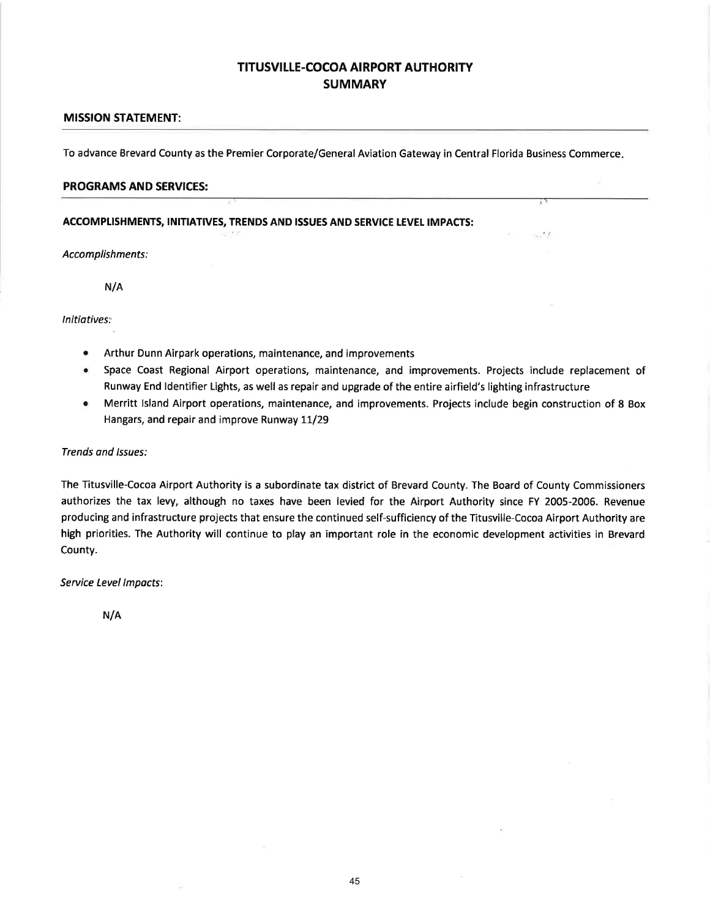# TITUSVILLE-COCOA AIRPORT AUTHORITY
## SUMMARY

### MISSION STATEMENT:

To advance Brevard County as the Premier Corporate/General Aviation Gateway in Central Florida Business Commerce.

### PROGRAMS AND SERVICES:

### ACCOMPLISHMENTS, INITIATIVES, TRENDS AND ISSUES AND SERVICE LEVEL IMPACTS:

*Accomplishments:*

N/A

*Initiatives:*

- Arthur Dunn Airpark operations, maintenance, and improvements
- Space Coast Regional Airport operations, maintenance, and improvements. Projects include replacement of Runway End Identifier Lights, as well as repair and upgrade of the entire airfield's lighting infrastructure
- Merritt Island Airport operations, maintenance, and improvements. Projects include begin construction of 8 Box Hangars, and repair and improve Runway 11/29

*Trends and Issues:*

The Titusville-Cocoa Airport Authority is a subordinate tax district of Brevard County. The Board of County Commissioners authorizes the tax levy, although no taxes have been levied for the Airport Authority since FY 2005-2006. Revenue producing and infrastructure projects that ensure the continued self-sufficiency of the Titusville-Cocoa Airport Authority are high priorities. The Authority will continue to play an important role in the economic development activities in Brevard County.

*Service Level Impacts:*

N/A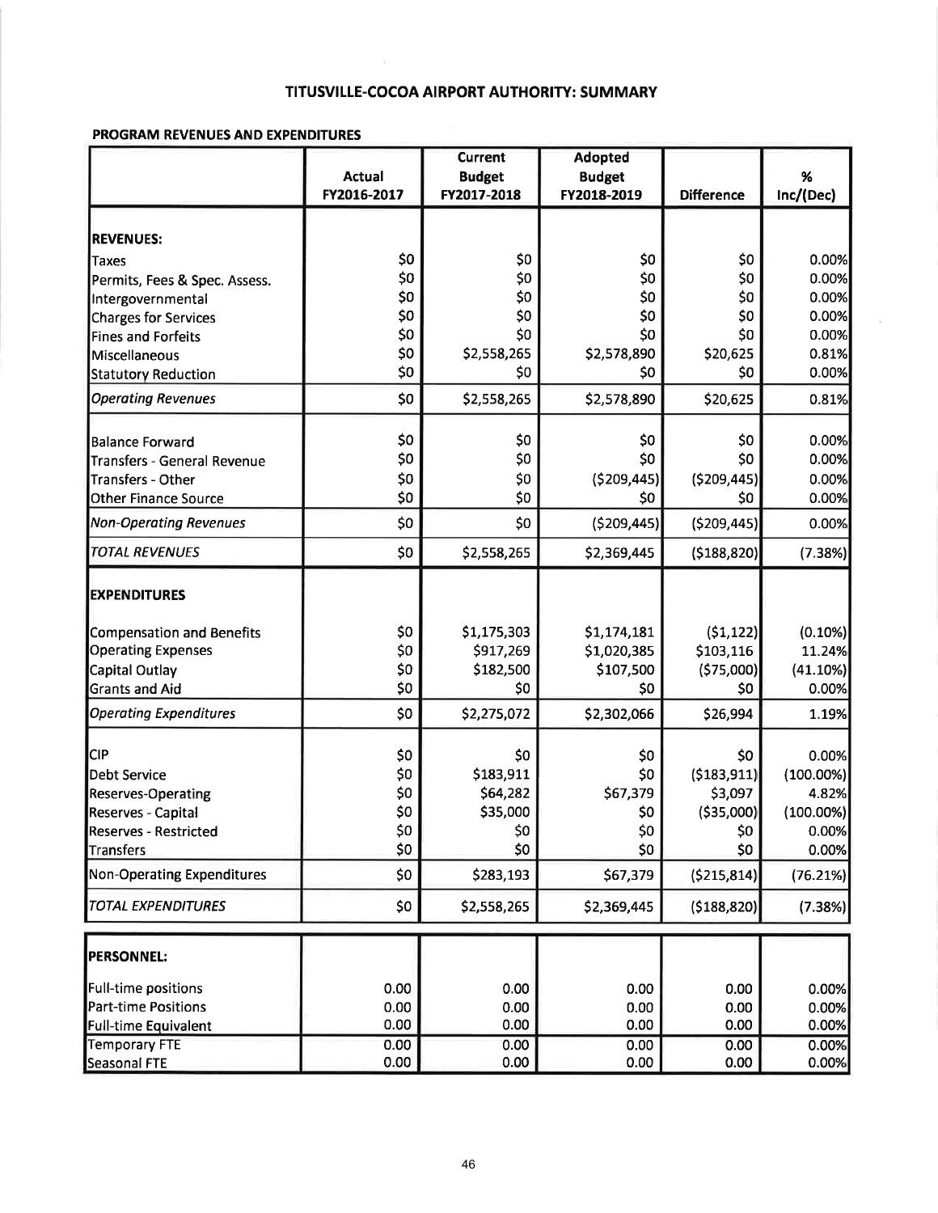# TITUSVILLE-COCOA AIRPORT AUTHORITY: SUMMARY

## PROGRAM REVENUES AND EXPENDITURES

| | Actual FY2016-2017 | Current Budget FY2017-2018 | Adopted Budget FY2018-2019 | Difference | % Inc/(Dec) |
|---|---|---|---|---|---|
| **REVENUES:** | | | | | |
| Taxes | $0 | $0 | $0 | $0 | 0.00% |
| Permits, Fees & Spec. Assess. | $0 | $0 | $0 | $0 | 0.00% |
| Intergovernmental | $0 | $0 | $0 | $0 | 0.00% |
| Charges for Services | $0 | $0 | $0 | $0 | 0.00% |
| Fines and Forfeits | $0 | $0 | $0 | $0 | 0.00% |
| Miscellaneous | $0 | $2,558,265 | $2,578,890 | $20,625 | 0.81% |
| Statutory Reduction | $0 | $0 | $0 | $0 | 0.00% |
| *Operating Revenues* | $0 | $2,558,265 | $2,578,890 | $20,625 | 0.81% |
| Balance Forward | $0 | $0 | $0 | $0 | 0.00% |
| Transfers - General Revenue | $0 | $0 | $0 | $0 | 0.00% |
| Transfers - Other | $0 | $0 | ($209,445) | ($209,445) | 0.00% |
| Other Finance Source | $0 | $0 | $0 | $0 | 0.00% |
| *Non-Operating Revenues* | $0 | $0 | ($209,445) | ($209,445) | 0.00% |
| *TOTAL REVENUES* | $0 | $2,558,265 | $2,369,445 | ($188,820) | (7.38%) |
| **EXPENDITURES** | | | | | |
| Compensation and Benefits | $0 | $1,175,303 | $1,174,181 | ($1,122) | (0.10%) |
| Operating Expenses | $0 | $917,269 | $1,020,385 | $103,116 | 11.24% |
| Capital Outlay | $0 | $182,500 | $107,500 | ($75,000) | (41.10%) |
| Grants and Aid | $0 | $0 | $0 | $0 | 0.00% |
| *Operating Expenditures* | $0 | $2,275,072 | $2,302,066 | $26,994 | 1.19% |
| CIP | $0 | $0 | $0 | $0 | 0.00% |
| Debt Service | $0 | $183,911 | $0 | ($183,911) | (100.00%) |
| Reserves-Operating | $0 | $64,282 | $67,379 | $3,097 | 4.82% |
| Reserves - Capital | $0 | $35,000 | $0 | ($35,000) | (100.00%) |
| Reserves - Restricted | $0 | $0 | $0 | $0 | 0.00% |
| Transfers | $0 | $0 | $0 | $0 | 0.00% |
| Non-Operating Expenditures | $0 | $283,193 | $67,379 | ($215,814) | (76.21%) |
| *TOTAL EXPENDITURES* | $0 | $2,558,265 | $2,369,445 | ($188,820) | (7.38%) |

| **PERSONNEL:** | | | | | |
|---|---|---|---|---|---|
| Full-time positions | 0.00 | 0.00 | 0.00 | 0.00 | 0.00% |
| Part-time Positions | 0.00 | 0.00 | 0.00 | 0.00 | 0.00% |
| Full-time Equivalent | 0.00 | 0.00 | 0.00 | 0.00 | 0.00% |
| Temporary FTE | 0.00 | 0.00 | 0.00 | 0.00 | 0.00% |
| Seasonal FTE | 0.00 | 0.00 | 0.00 | 0.00 | 0.00% |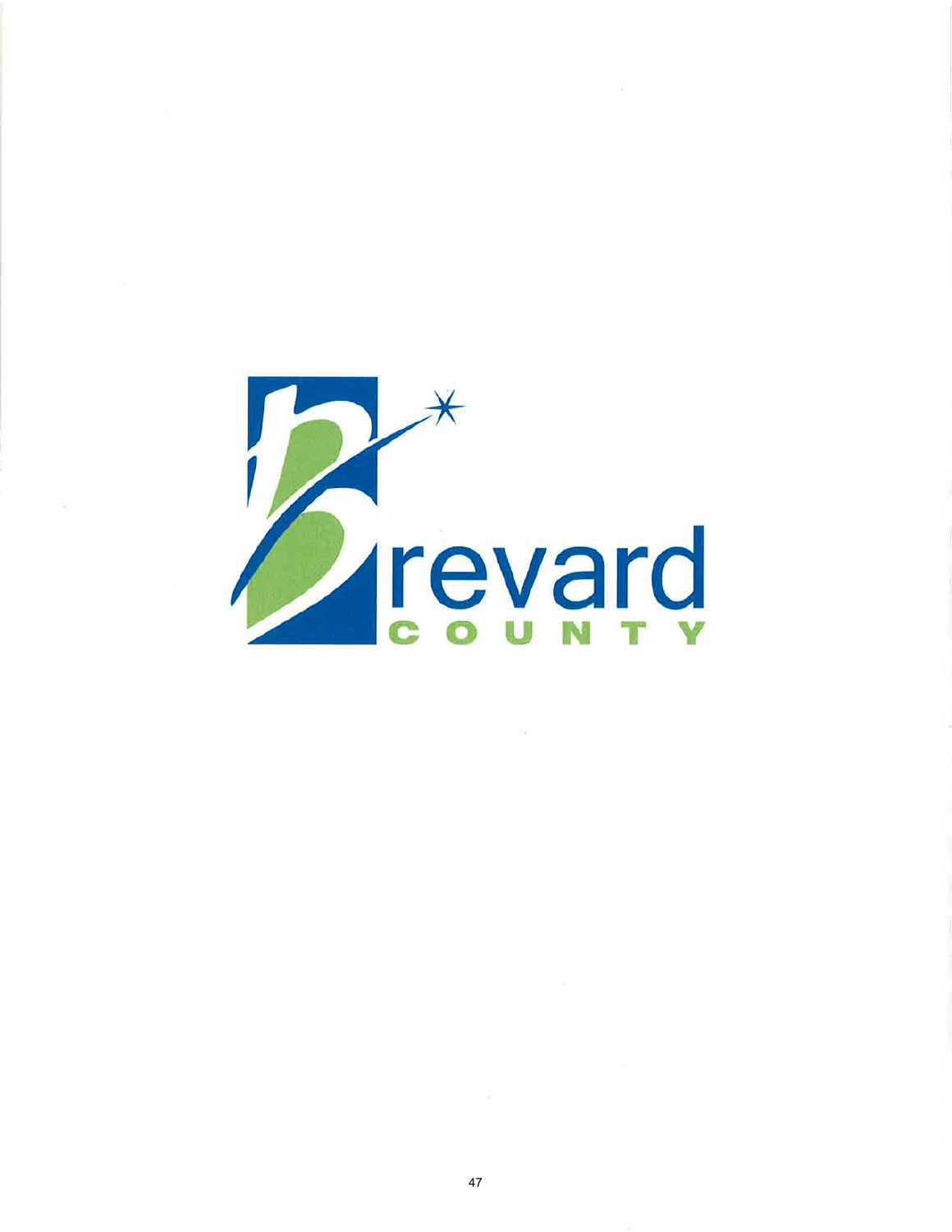Brevard

COUNTY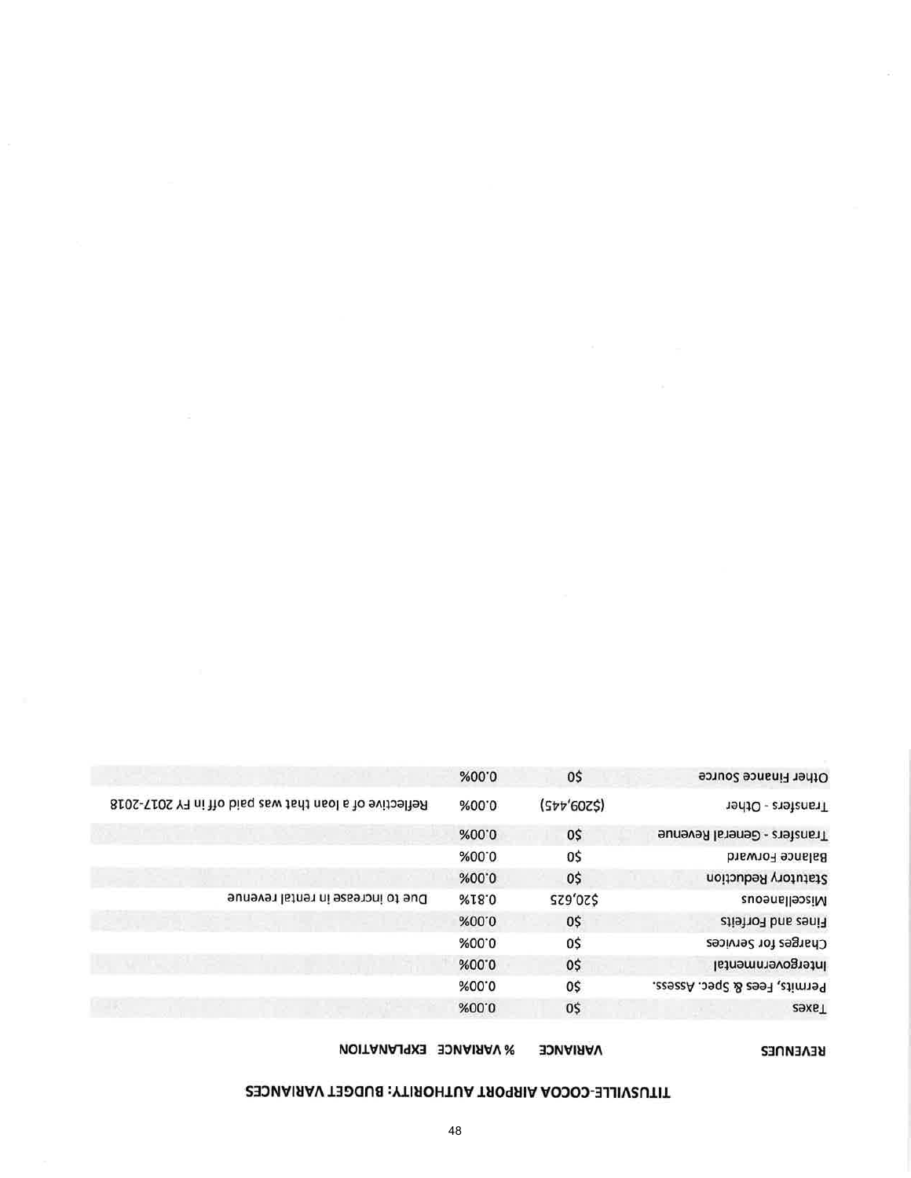# TITUSVILLE-COCOA AIRPORT AUTHORITY: BUDGET VARIANCES

| REVENUES | VARIANCE | % VARIANCE | EXPLANATION |
|---|---|---|---|
| Taxes | $0 | 0.00% | |
| Permits, Fees & Spec. Assess. | $0 | 0.00% | |
| Intergovernmental | $0 | 0.00% | |
| Charges for Services | $0 | 0.00% | |
| Fines and Forfeits | $0 | 0.00% | |
| Miscellaneous | $20,625 | 0.81% | Due to increase in rental revenue |
| Statutory Reduction | $0 | 0.00% | |
| Balance Forward | $0 | 0.00% | |
| Transfers - General Revenue | $0 | 0.00% | |
| Transfers - Other | ($209,445) | 0.00% | Reflective of a loan that was paid off in FY 2017-2018 |
| Other Finance Source | $0 | 0.00% | |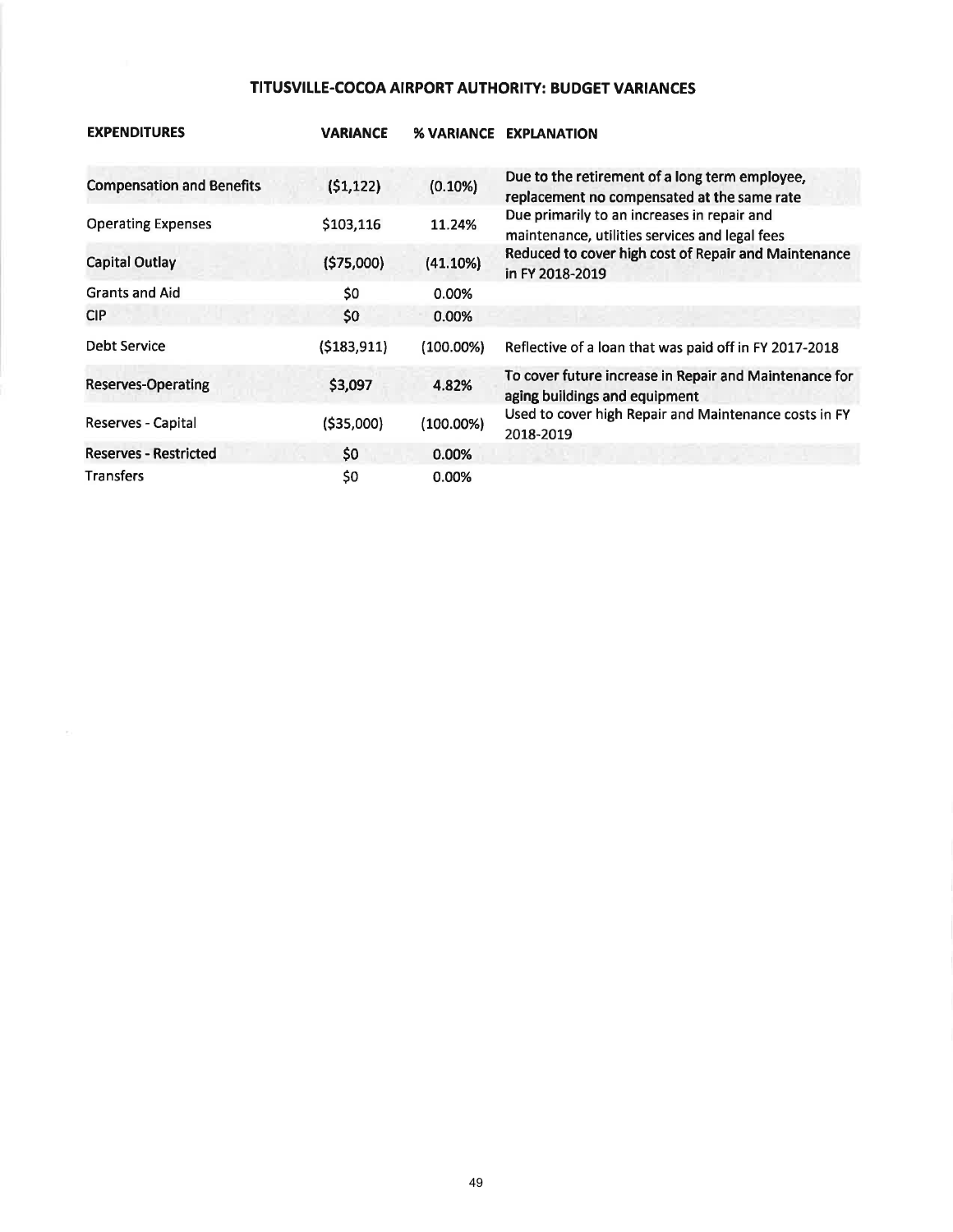## TITUSVILLE-COCOA AIRPORT AUTHORITY: BUDGET VARIANCES

| EXPENDITURES | VARIANCE | % VARIANCE | EXPLANATION |
|---|---|---|---|
| Compensation and Benefits | ($1,122) | (0.10%) | Due to the retirement of a long term employee, replacement no compensated at the same rate |
| Operating Expenses | $103,116 | 11.24% | Due primarily to an increases in repair and maintenance, utilities services and legal fees |
| Capital Outlay | ($75,000) | (41.10%) | Reduced to cover high cost of Repair and Maintenance in FY 2018-2019 |
| Grants and Aid | $0 | 0.00% | |
| CIP | $0 | 0.00% | |
| Debt Service | ($183,911) | (100.00%) | Reflective of a loan that was paid off in FY 2017-2018 |
| Reserves-Operating | $3,097 | 4.82% | To cover future increase in Repair and Maintenance for aging buildings and equipment |
| Reserves - Capital | ($35,000) | (100.00%) | Used to cover high Repair and Maintenance costs in FY 2018-2019 |
| Reserves - Restricted | $0 | 0.00% | |
| Transfers | $0 | 0.00% | |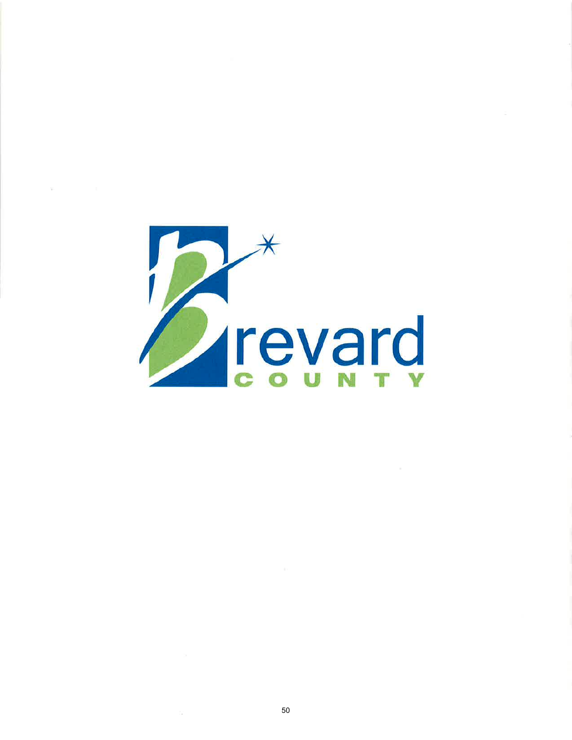Brevard COUNTY